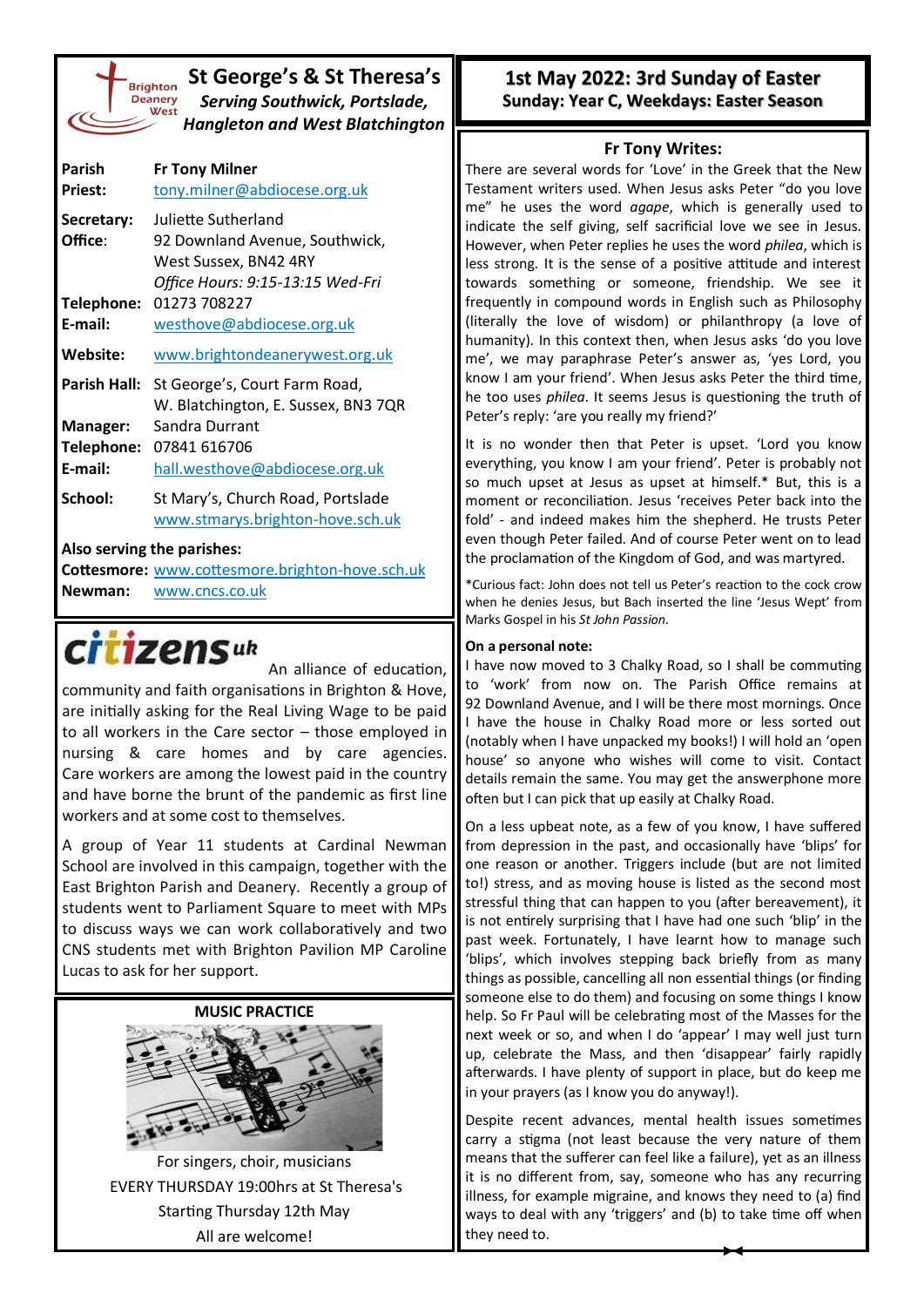# St George's & St Theresa's

***Serving Southwick, Portslade, Hangleton and West Blatchington***

Brighton Deanery West

| | |
|---|---|
| **Parish Priest:** | **Fr Tony Milner** tony.milner@abdiocese.org.uk |
| **Secretary:** | Juliette Sutherland |
| **Office:** | 92 Downland Avenue, Southwick, West Sussex, BN42 4RY *Office Hours: 9:15-13:15 Wed-Fri* |
| **Telephone:** | 01273 708227 |
| **E-mail:** | westhove@abdiocese.org.uk |
| **Website:** | www.brightondeanerywest.org.uk |
| **Parish Hall:** | St George's, Court Farm Road, W. Blatchington, E. Sussex, BN3 7QR |
| **Manager:** | Sandra Durrant |
| **Telephone:** | 07841 616706 |
| **E-mail:** | hall.westhove@abdiocese.org.uk |
| **School:** | St Mary's, Church Road, Portslade www.stmarys.brighton-hove.sch.uk |

**Also serving the parishes:**

**Cottesmore:** www.cottesmore.brighton-hove.sch.uk
**Newman:** www.cncs.co.uk

## citizens uk

An alliance of education, community and faith organisations in Brighton & Hove, are initially asking for the Real Living Wage to be paid to all workers in the Care sector – those employed in nursing & care homes and by care agencies. Care workers are among the lowest paid in the country and have borne the brunt of the pandemic as first line workers and at some cost to themselves.

A group of Year 11 students at Cardinal Newman School are involved in this campaign, together with the East Brighton Parish and Deanery. Recently a group of students went to Parliament Square to meet with MPs to discuss ways we can work collaboratively and two CNS students met with Brighton Pavilion MP Caroline Lucas to ask for her support.

## MUSIC PRACTICE

For singers, choir, musicians
EVERY THURSDAY 19:00hrs at St Theresa's
Starting Thursday 12th May
All are welcome!

# 1st May 2022: 3rd Sunday of Easter

**Sunday: Year C, Weekdays: Easter Season**

## Fr Tony Writes:

There are several words for 'Love' in the Greek that the New Testament writers used. When Jesus asks Peter "do you love me" he uses the word *agape*, which is generally used to indicate the self giving, self sacrificial love we see in Jesus. However, when Peter replies he uses the word *philea*, which is less strong. It is the sense of a positive attitude and interest towards something or someone, friendship. We see it frequently in compound words in English such as Philosophy (literally the love of wisdom) or philanthropy (a love of humanity). In this context then, when Jesus asks 'do you love me', we may paraphrase Peter's answer as, 'yes Lord, you know I am your friend'. When Jesus asks Peter the third time, he too uses *philea*. It seems Jesus is questioning the truth of Peter's reply: 'are you really my friend?'

It is no wonder then that Peter is upset. 'Lord you know everything, you know I am your friend'. Peter is probably not so much upset at Jesus as upset at himself.* But, this is a moment or reconciliation. Jesus 'receives Peter back into the fold' - and indeed makes him the shepherd. He trusts Peter even though Peter failed. And of course Peter went on to lead the proclamation of the Kingdom of God, and was martyred.

*Curious fact: John does not tell us Peter's reaction to the cock crow when he denies Jesus, but Bach inserted the line 'Jesus Wept' from Marks Gospel in his *St John Passion*.

**On a personal note:**

I have now moved to 3 Chalky Road, so I shall be commuting to 'work' from now on. The Parish Office remains at 92 Downland Avenue, and I will be there most mornings. Once I have the house in Chalky Road more or less sorted out (notably when I have unpacked my books!) I will hold an 'open house' so anyone who wishes will come to visit. Contact details remain the same. You may get the answerphone more often but I can pick that up easily at Chalky Road.

On a less upbeat note, as a few of you know, I have suffered from depression in the past, and occasionally have 'blips' for one reason or another. Triggers include (but are not limited to!) stress, and as moving house is listed as the second most stressful thing that can happen to you (after bereavement), it is not entirely surprising that I have had one such 'blip' in the past week. Fortunately, I have learnt how to manage such 'blips', which involves stepping back briefly from as many things as possible, cancelling all non essential things (or finding someone else to do them) and focusing on some things I know help. So Fr Paul will be celebrating most of the Masses for the next week or so, and when I do 'appear' I may well just turn up, celebrate the Mass, and then 'disappear' fairly rapidly afterwards. I have plenty of support in place, but do keep me in your prayers (as I know you do anyway!).

Despite recent advances, mental health issues sometimes carry a stigma (not least because the very nature of them means that the sufferer can feel like a failure), yet as an illness it is no different from, say, someone who has any recurring illness, for example migraine, and knows they need to (a) find ways to deal with any 'triggers' and (b) to take time off when they need to.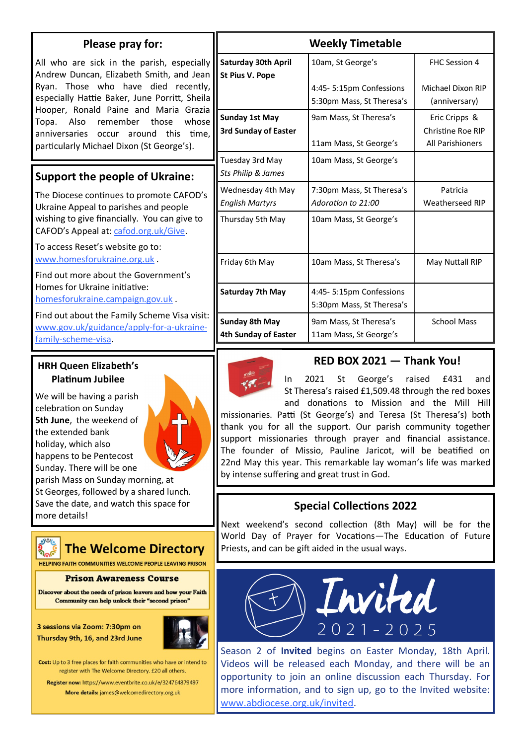## Please pray for:

All who are sick in the parish, especially Andrew Duncan, Elizabeth Smith, and Jean Ryan. Those who have died recently, especially Hattie Baker, June Porritt, Sheila Hooper, Ronald Paine and Maria Grazia Topa. Also remember those whose anniversaries occur around this time, particularly Michael Dixon (St George's).

## Support the people of Ukraine:

The Diocese continues to promote CAFOD's Ukraine Appeal to parishes and people wishing to give financially. You can give to CAFOD's Appeal at: cafod.org.uk/Give.

To access Reset's website go to: www.homesforukraine.org.uk .

Find out more about the Government's Homes for Ukraine initiative: homesforukraine.campaign.gov.uk .

Find out about the Family Scheme Visa visit: www.gov.uk/guidance/apply-for-a-ukraine-family-scheme-visa.

## HRH Queen Elizabeth's Platinum Jubilee

We will be having a parish celebration on Sunday **5th June**, the weekend of the extended bank holiday, which also happens to be Pentecost Sunday. There will be one parish Mass on Sunday morning, at St Georges, followed by a shared lunch. Save the date, and watch this space for more details!

## The Welcome Directory

HELPING FAITH COMMUNITIES WELCOME PEOPLE LEAVING PRISON

**Prison Awareness Course**

**Discover about the needs of prison leavers and how your Faith Community can help unlock their "second prison"**

**3 sessions via Zoom: 7:30pm on Thursday 9th, 16, and 23rd June**

**Cost:** Up to 3 free places for faith communities who have or intend to register with The Welcome Directory. £20 all others.

**Register now:** https://www.eventbrite.co.uk/e/324764879497

**More details:** james@welcomedirectory.org.uk

## Weekly Timetable

| | | |
|---|---|---|
| **Saturday 30th April**<br>**St Pius V. Pope** | 10am, St George's<br><br>4:45- 5:15pm Confessions<br>5:30pm Mass, St Theresa's | FHC Session 4<br><br>Michael Dixon RIP (anniversary) |
| **Sunday 1st May**<br>**3rd Sunday of Easter** | 9am Mass, St Theresa's<br><br>11am Mass, St George's | Eric Cripps & Christine Roe RIP<br>All Parishioners |
| Tuesday 3rd May<br>*Sts Philip & James* | 10am Mass, St George's | |
| Wednesday 4th May<br>*English Martyrs* | 7:30pm Mass, St Theresa's<br>*Adoration to 21:00* | Patricia Weatherseed RIP |
| Thursday 5th May | 10am Mass, St George's | |
| Friday 6th May | 10am Mass, St Theresa's | May Nuttall RIP |
| **Saturday 7th May** | 4:45- 5:15pm Confessions<br>5:30pm Mass, St Theresa's | |
| **Sunday 8th May**<br>**4th Sunday of Easter** | 9am Mass, St Theresa's<br>11am Mass, St George's | School Mass |

## RED BOX 2021 — Thank You!

In 2021 St George's raised £431 and St Theresa's raised £1,509.48 through the red boxes and donations to Mission and the Mill Hill missionaries. Patti (St George's) and Teresa (St Theresa's) both thank you for all the support. Our parish community together support missionaries through prayer and financial assistance. The founder of Missio, Pauline Jaricot, will be beatified on 22nd May this year. This remarkable lay woman's life was marked by intense suffering and great trust in God.

## Special Collections 2022

Next weekend's second collection (8th May) will be for the World Day of Prayer for Vocations—The Education of Future Priests, and can be gift aided in the usual ways.

## Invited 2021-2025

Season 2 of **Invited** begins on Easter Monday, 18th April. Videos will be released each Monday, and there will be an opportunity to join an online discussion each Thursday. For more information, and to sign up, go to the Invited website: www.abdiocese.org.uk/invited.